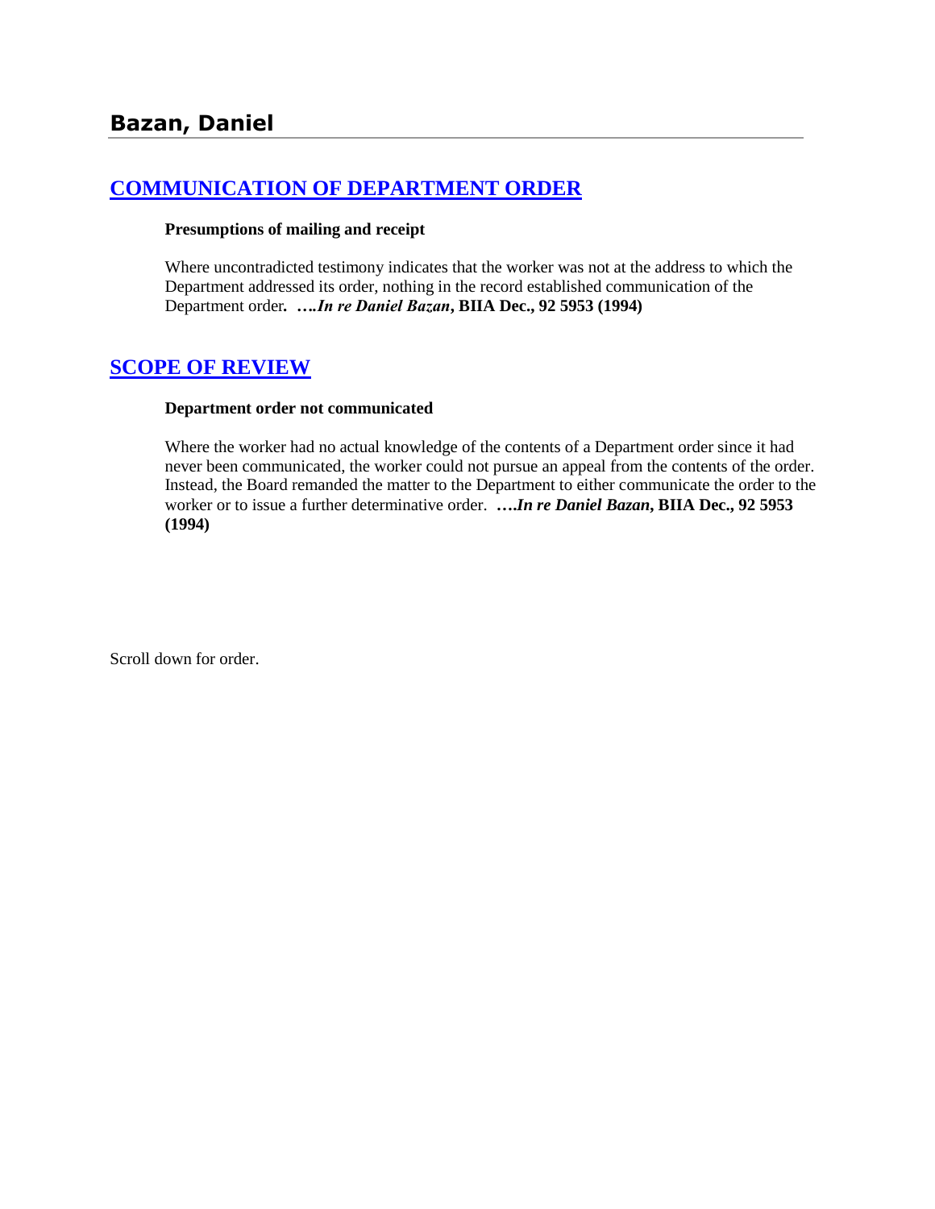# Bazan, Daniel

## [COMMUNICATION OF DEPARTMENT ORDER](#)

**Presumptions of mailing and receipt**

Where uncontradicted testimony indicates that the worker was not at the address to which the Department addressed its order, nothing in the record established communication of the Department order**. ….*In re Daniel Bazan*, BIIA Dec., 92 5953 (1994)**

## [SCOPE OF REVIEW](#)

**Department order not communicated**

Where the worker had no actual knowledge of the contents of a Department order since it had never been communicated, the worker could not pursue an appeal from the contents of the order. Instead, the Board remanded the matter to the Department to either communicate the order to the worker or to issue a further determinative order. **….*In re Daniel Bazan*, BIIA Dec., 92 5953 (1994)**

Scroll down for order.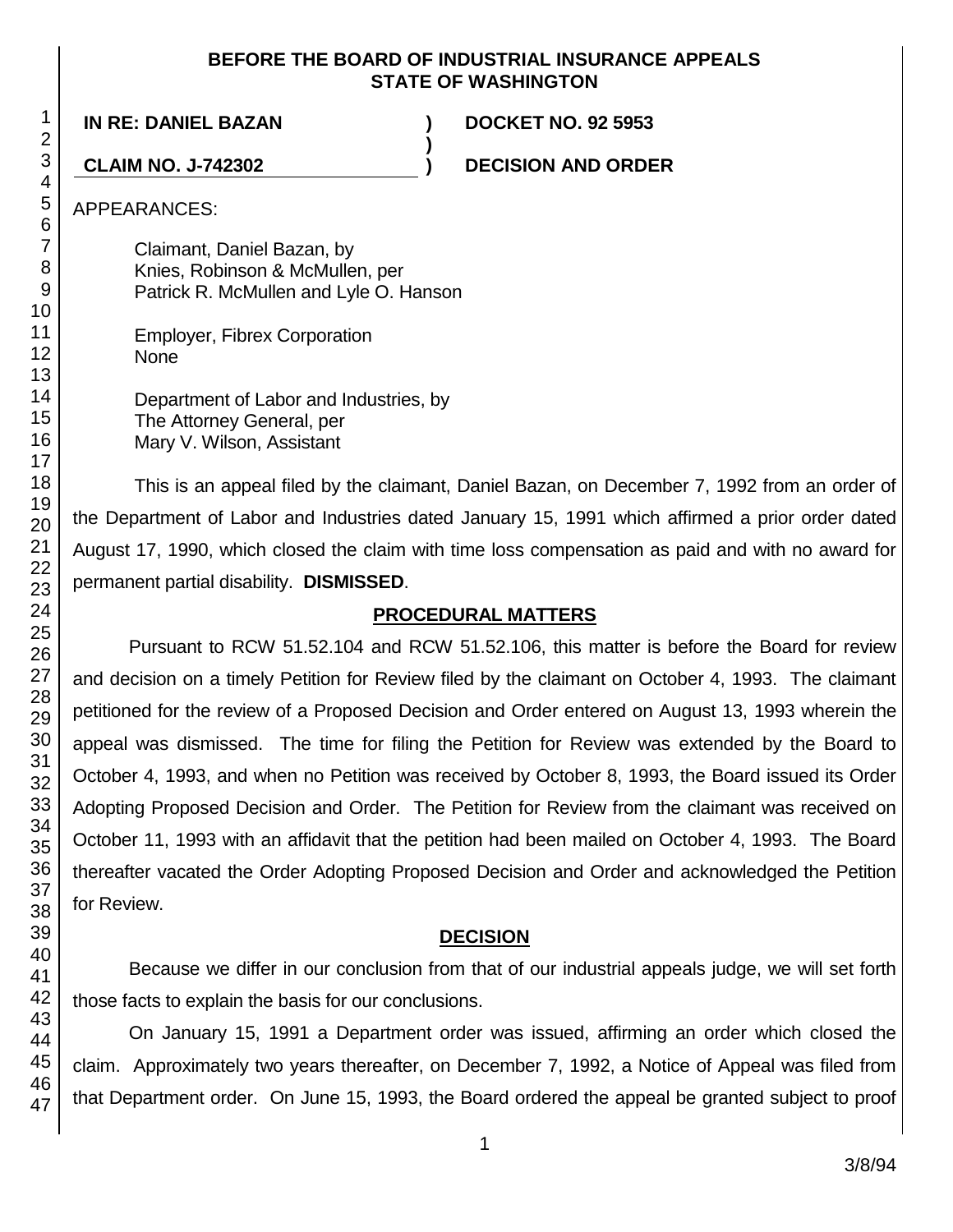**BEFORE THE BOARD OF INDUSTRIAL INSURANCE APPEALS**
**STATE OF WASHINGTON**

**IN RE: DANIEL BAZAN** ) **DOCKET NO. 92 5953**
)
**CLAIM NO. J-742302** ) **DECISION AND ORDER**

APPEARANCES:

Claimant, Daniel Bazan, by
Knies, Robinson & McMullen, per
Patrick R. McMullen and Lyle O. Hanson

Employer, Fibrex Corporation
None

Department of Labor and Industries, by
The Attorney General, per
Mary V. Wilson, Assistant

This is an appeal filed by the claimant, Daniel Bazan, on December 7, 1992 from an order of the Department of Labor and Industries dated January 15, 1991 which affirmed a prior order dated August 17, 1990, which closed the claim with time loss compensation as paid and with no award for permanent partial disability. **DISMISSED**.

## PROCEDURAL MATTERS

Pursuant to RCW 51.52.104 and RCW 51.52.106, this matter is before the Board for review and decision on a timely Petition for Review filed by the claimant on October 4, 1993. The claimant petitioned for the review of a Proposed Decision and Order entered on August 13, 1993 wherein the appeal was dismissed. The time for filing the Petition for Review was extended by the Board to October 4, 1993, and when no Petition was received by October 8, 1993, the Board issued its Order Adopting Proposed Decision and Order. The Petition for Review from the claimant was received on October 11, 1993 with an affidavit that the petition had been mailed on October 4, 1993. The Board thereafter vacated the Order Adopting Proposed Decision and Order and acknowledged the Petition for Review.

## DECISION

Because we differ in our conclusion from that of our industrial appeals judge, we will set forth those facts to explain the basis for our conclusions.

On January 15, 1991 a Department order was issued, affirming an order which closed the claim. Approximately two years thereafter, on December 7, 1992, a Notice of Appeal was filed from that Department order. On June 15, 1993, the Board ordered the appeal be granted subject to proof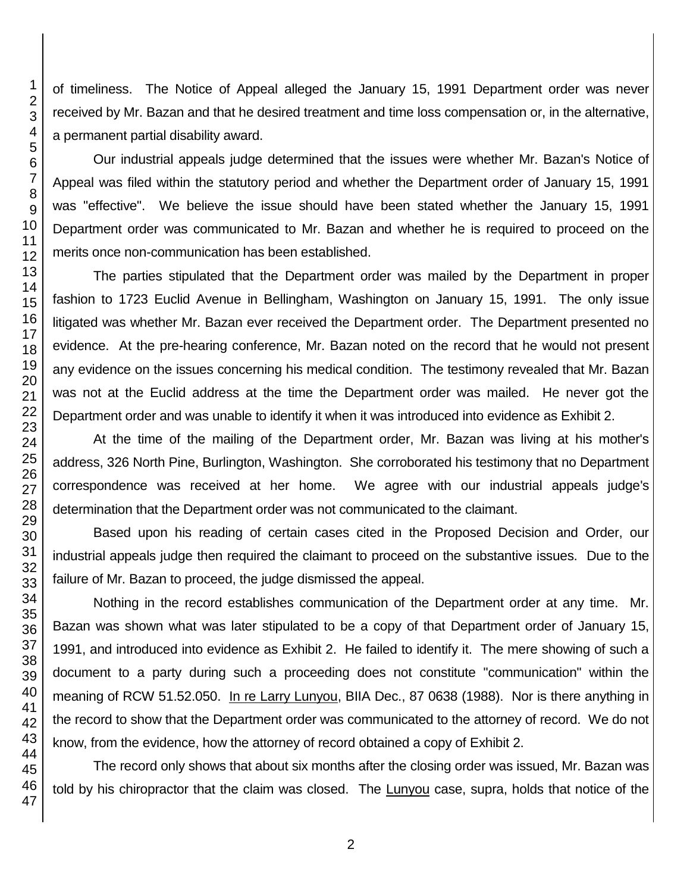of timeliness. The Notice of Appeal alleged the January 15, 1991 Department order was never received by Mr. Bazan and that he desired treatment and time loss compensation or, in the alternative, a permanent partial disability award.

Our industrial appeals judge determined that the issues were whether Mr. Bazan's Notice of Appeal was filed within the statutory period and whether the Department order of January 15, 1991 was "effective". We believe the issue should have been stated whether the January 15, 1991 Department order was communicated to Mr. Bazan and whether he is required to proceed on the merits once non-communication has been established.

The parties stipulated that the Department order was mailed by the Department in proper fashion to 1723 Euclid Avenue in Bellingham, Washington on January 15, 1991. The only issue litigated was whether Mr. Bazan ever received the Department order. The Department presented no evidence. At the pre-hearing conference, Mr. Bazan noted on the record that he would not present any evidence on the issues concerning his medical condition. The testimony revealed that Mr. Bazan was not at the Euclid address at the time the Department order was mailed. He never got the Department order and was unable to identify it when it was introduced into evidence as Exhibit 2.

At the time of the mailing of the Department order, Mr. Bazan was living at his mother's address, 326 North Pine, Burlington, Washington. She corroborated his testimony that no Department correspondence was received at her home. We agree with our industrial appeals judge's determination that the Department order was not communicated to the claimant.

Based upon his reading of certain cases cited in the Proposed Decision and Order, our industrial appeals judge then required the claimant to proceed on the substantive issues. Due to the failure of Mr. Bazan to proceed, the judge dismissed the appeal.

Nothing in the record establishes communication of the Department order at any time. Mr. Bazan was shown what was later stipulated to be a copy of that Department order of January 15, 1991, and introduced into evidence as Exhibit 2. He failed to identify it. The mere showing of such a document to a party during such a proceeding does not constitute "communication" within the meaning of RCW 51.52.050. In re Larry Lunyou, BIIA Dec., 87 0638 (1988). Nor is there anything in the record to show that the Department order was communicated to the attorney of record. We do not know, from the evidence, how the attorney of record obtained a copy of Exhibit 2.

The record only shows that about six months after the closing order was issued, Mr. Bazan was told by his chiropractor that the claim was closed. The Lunyou case, supra, holds that notice of the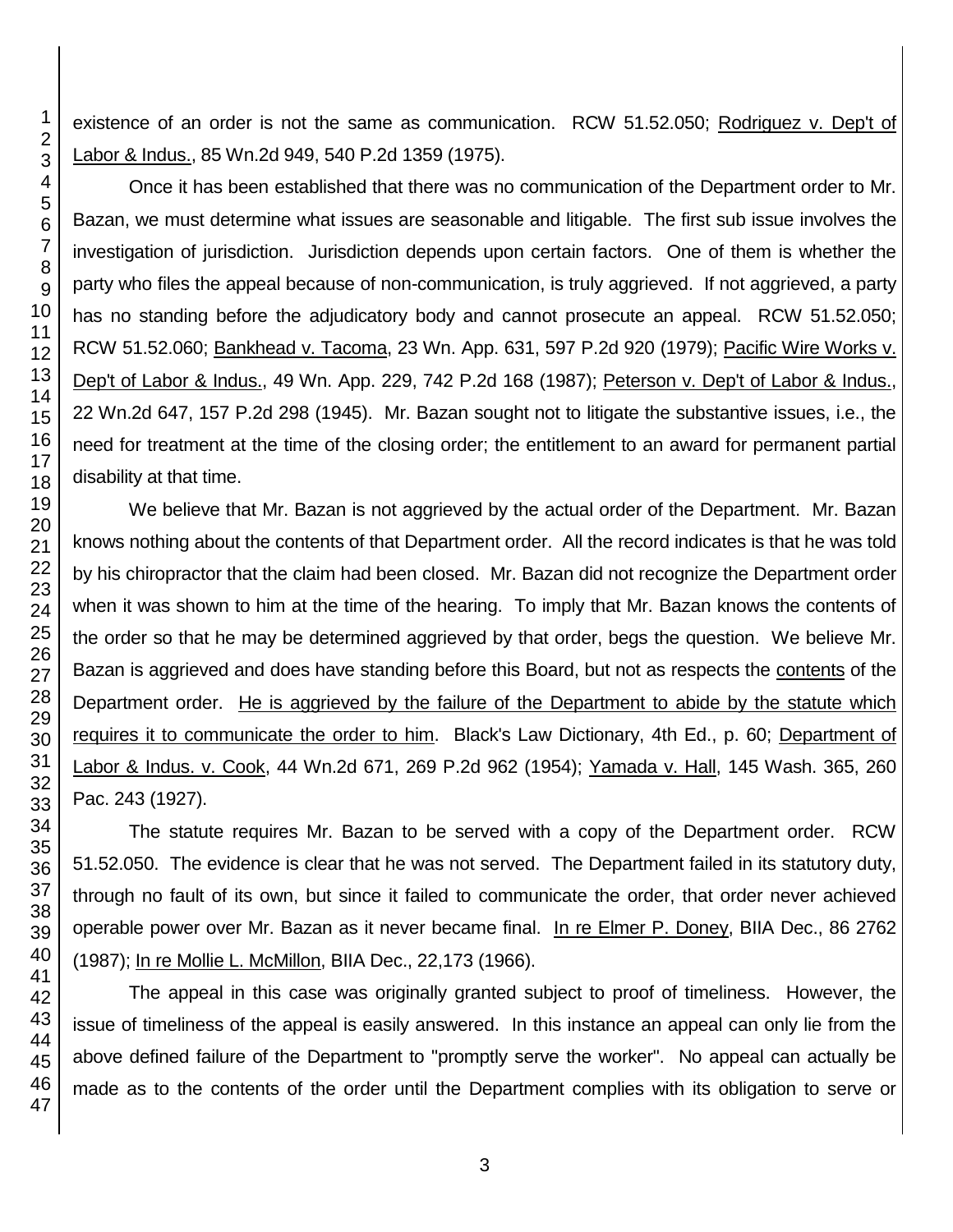existence of an order is not the same as communication. RCW 51.52.050; Rodriguez v. Dep't of Labor & Indus., 85 Wn.2d 949, 540 P.2d 1359 (1975).

Once it has been established that there was no communication of the Department order to Mr. Bazan, we must determine what issues are seasonable and litigable. The first sub issue involves the investigation of jurisdiction. Jurisdiction depends upon certain factors. One of them is whether the party who files the appeal because of non-communication, is truly aggrieved. If not aggrieved, a party has no standing before the adjudicatory body and cannot prosecute an appeal. RCW 51.52.050; RCW 51.52.060; Bankhead v. Tacoma, 23 Wn. App. 631, 597 P.2d 920 (1979); Pacific Wire Works v. Dep't of Labor & Indus., 49 Wn. App. 229, 742 P.2d 168 (1987); Peterson v. Dep't of Labor & Indus., 22 Wn.2d 647, 157 P.2d 298 (1945). Mr. Bazan sought not to litigate the substantive issues, i.e., the need for treatment at the time of the closing order; the entitlement to an award for permanent partial disability at that time.

We believe that Mr. Bazan is not aggrieved by the actual order of the Department. Mr. Bazan knows nothing about the contents of that Department order. All the record indicates is that he was told by his chiropractor that the claim had been closed. Mr. Bazan did not recognize the Department order when it was shown to him at the time of the hearing. To imply that Mr. Bazan knows the contents of the order so that he may be determined aggrieved by that order, begs the question. We believe Mr. Bazan is aggrieved and does have standing before this Board, but not as respects the contents of the Department order. He is aggrieved by the failure of the Department to abide by the statute which requires it to communicate the order to him. Black's Law Dictionary, 4th Ed., p. 60; Department of Labor & Indus. v. Cook, 44 Wn.2d 671, 269 P.2d 962 (1954); Yamada v. Hall, 145 Wash. 365, 260 Pac. 243 (1927).

The statute requires Mr. Bazan to be served with a copy of the Department order. RCW 51.52.050. The evidence is clear that he was not served. The Department failed in its statutory duty, through no fault of its own, but since it failed to communicate the order, that order never achieved operable power over Mr. Bazan as it never became final. In re Elmer P. Doney, BIIA Dec., 86 2762 (1987); In re Mollie L. McMillon, BIIA Dec., 22,173 (1966).

The appeal in this case was originally granted subject to proof of timeliness. However, the issue of timeliness of the appeal is easily answered. In this instance an appeal can only lie from the above defined failure of the Department to "promptly serve the worker". No appeal can actually be made as to the contents of the order until the Department complies with its obligation to serve or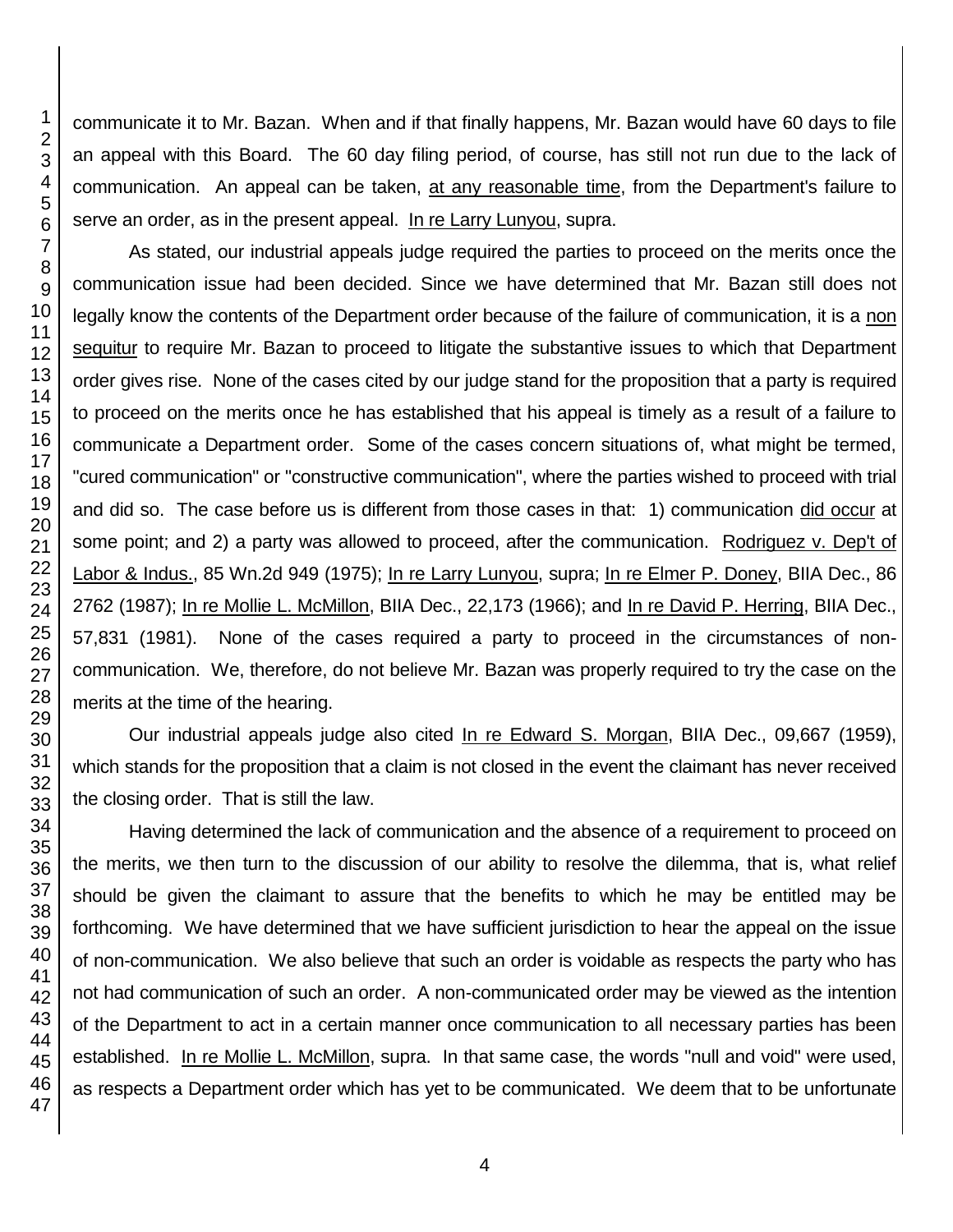communicate it to Mr. Bazan. When and if that finally happens, Mr. Bazan would have 60 days to file an appeal with this Board. The 60 day filing period, of course, has still not run due to the lack of communication. An appeal can be taken, at any reasonable time, from the Department's failure to serve an order, as in the present appeal. In re Larry Lunyou, supra.

As stated, our industrial appeals judge required the parties to proceed on the merits once the communication issue had been decided. Since we have determined that Mr. Bazan still does not legally know the contents of the Department order because of the failure of communication, it is a non sequitur to require Mr. Bazan to proceed to litigate the substantive issues to which that Department order gives rise. None of the cases cited by our judge stand for the proposition that a party is required to proceed on the merits once he has established that his appeal is timely as a result of a failure to communicate a Department order. Some of the cases concern situations of, what might be termed, "cured communication" or "constructive communication", where the parties wished to proceed with trial and did so. The case before us is different from those cases in that: 1) communication did occur at some point; and 2) a party was allowed to proceed, after the communication. Rodriguez v. Dep't of Labor & Indus., 85 Wn.2d 949 (1975); In re Larry Lunyou, supra; In re Elmer P. Doney, BIIA Dec., 86 2762 (1987); In re Mollie L. McMillon, BIIA Dec., 22,173 (1966); and In re David P. Herring, BIIA Dec., 57,831 (1981). None of the cases required a party to proceed in the circumstances of non-communication. We, therefore, do not believe Mr. Bazan was properly required to try the case on the merits at the time of the hearing.

Our industrial appeals judge also cited In re Edward S. Morgan, BIIA Dec., 09,667 (1959), which stands for the proposition that a claim is not closed in the event the claimant has never received the closing order. That is still the law.

Having determined the lack of communication and the absence of a requirement to proceed on the merits, we then turn to the discussion of our ability to resolve the dilemma, that is, what relief should be given the claimant to assure that the benefits to which he may be entitled may be forthcoming. We have determined that we have sufficient jurisdiction to hear the appeal on the issue of non-communication. We also believe that such an order is voidable as respects the party who has not had communication of such an order. A non-communicated order may be viewed as the intention of the Department to act in a certain manner once communication to all necessary parties has been established. In re Mollie L. McMillon, supra. In that same case, the words "null and void" were used, as respects a Department order which has yet to be communicated. We deem that to be unfortunate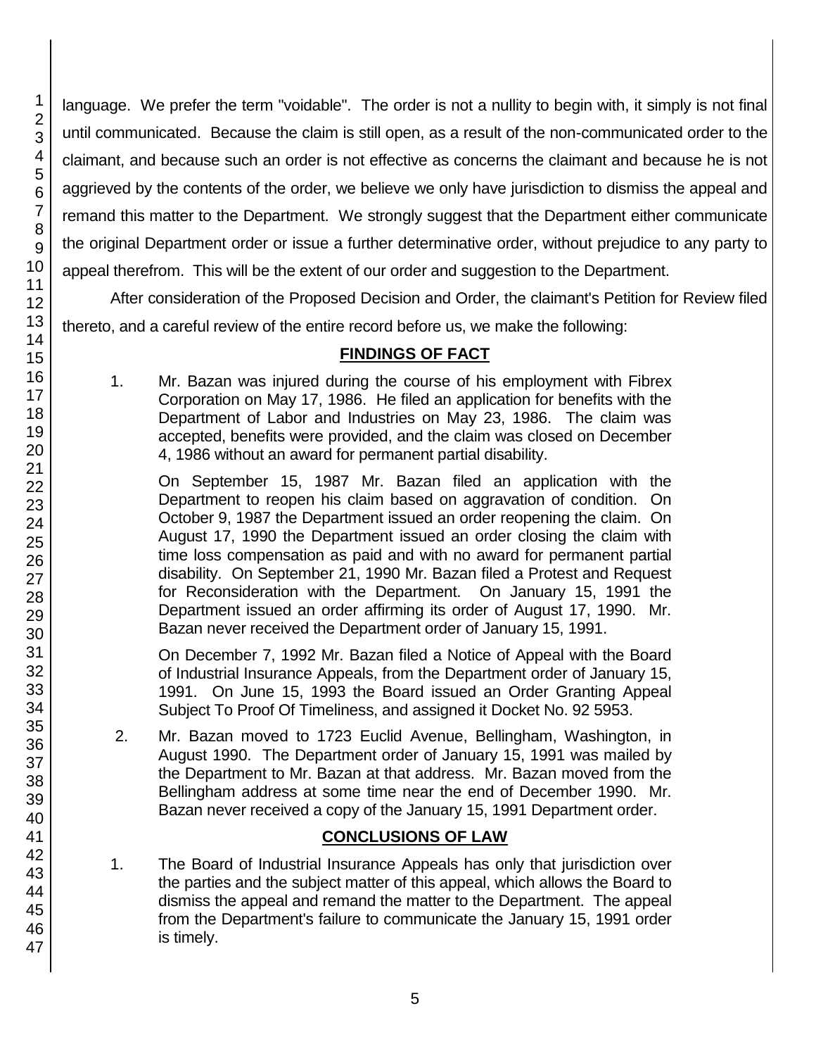language. We prefer the term "voidable". The order is not a nullity to begin with, it simply is not final until communicated. Because the claim is still open, as a result of the non-communicated order to the claimant, and because such an order is not effective as concerns the claimant and because he is not aggrieved by the contents of the order, we believe we only have jurisdiction to dismiss the appeal and remand this matter to the Department. We strongly suggest that the Department either communicate the original Department order or issue a further determinative order, without prejudice to any party to appeal therefrom. This will be the extent of our order and suggestion to the Department.

After consideration of the Proposed Decision and Order, the claimant's Petition for Review filed thereto, and a careful review of the entire record before us, we make the following:

## FINDINGS OF FACT

1. Mr. Bazan was injured during the course of his employment with Fibrex Corporation on May 17, 1986. He filed an application for benefits with the Department of Labor and Industries on May 23, 1986. The claim was accepted, benefits were provided, and the claim was closed on December 4, 1986 without an award for permanent partial disability.

   On September 15, 1987 Mr. Bazan filed an application with the Department to reopen his claim based on aggravation of condition. On October 9, 1987 the Department issued an order reopening the claim. On August 17, 1990 the Department issued an order closing the claim with time loss compensation as paid and with no award for permanent partial disability. On September 21, 1990 Mr. Bazan filed a Protest and Request for Reconsideration with the Department. On January 15, 1991 the Department issued an order affirming its order of August 17, 1990. Mr. Bazan never received the Department order of January 15, 1991.

   On December 7, 1992 Mr. Bazan filed a Notice of Appeal with the Board of Industrial Insurance Appeals, from the Department order of January 15, 1991. On June 15, 1993 the Board issued an Order Granting Appeal Subject To Proof Of Timeliness, and assigned it Docket No. 92 5953.

2. Mr. Bazan moved to 1723 Euclid Avenue, Bellingham, Washington, in August 1990. The Department order of January 15, 1991 was mailed by the Department to Mr. Bazan at that address. Mr. Bazan moved from the Bellingham address at some time near the end of December 1990. Mr. Bazan never received a copy of the January 15, 1991 Department order.

## CONCLUSIONS OF LAW

1. The Board of Industrial Insurance Appeals has only that jurisdiction over the parties and the subject matter of this appeal, which allows the Board to dismiss the appeal and remand the matter to the Department. The appeal from the Department's failure to communicate the January 15, 1991 order is timely.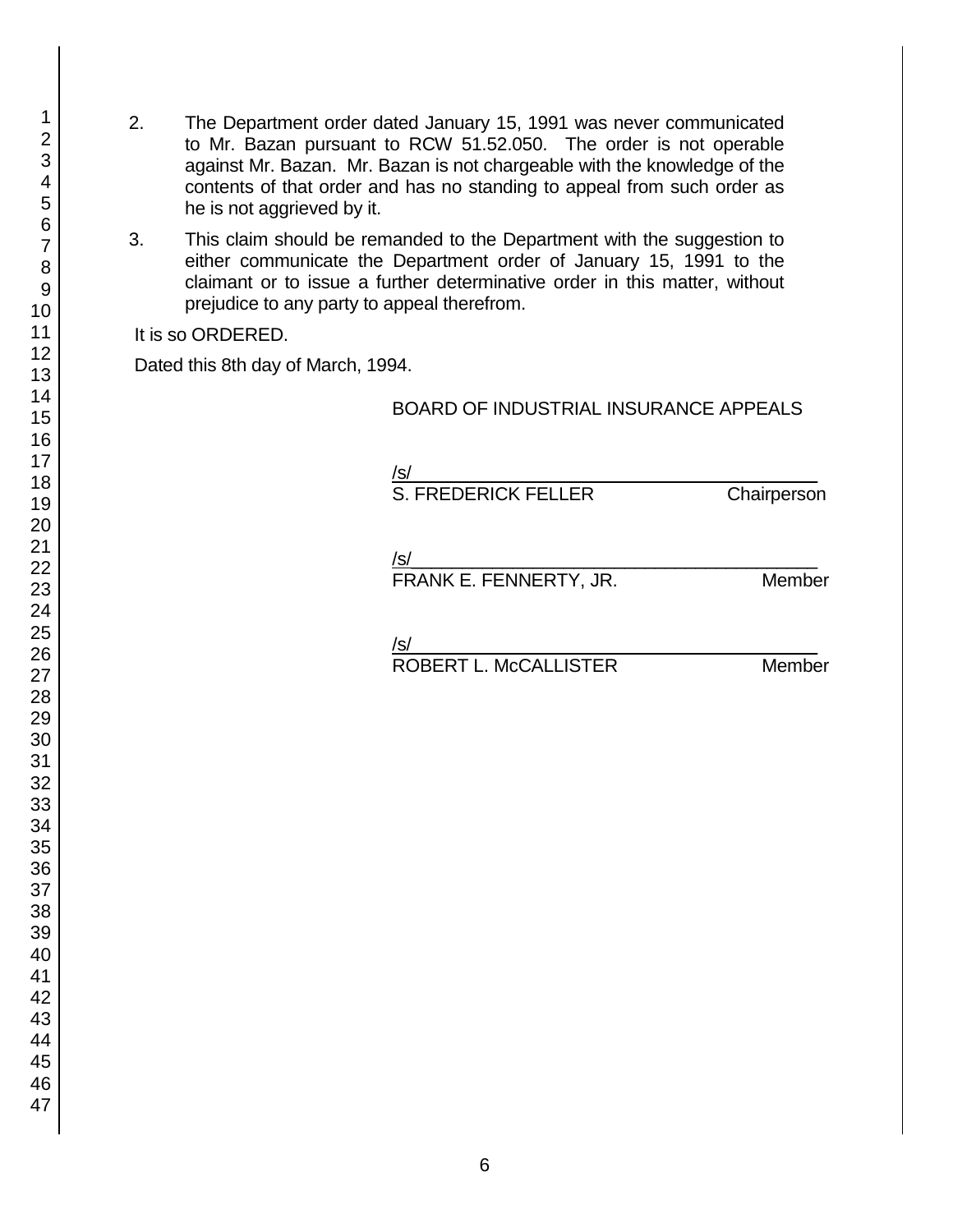2. The Department order dated January 15, 1991 was never communicated to Mr. Bazan pursuant to RCW 51.52.050. The order is not operable against Mr. Bazan. Mr. Bazan is not chargeable with the knowledge of the contents of that order and has no standing to appeal from such order as he is not aggrieved by it.

3. This claim should be remanded to the Department with the suggestion to either communicate the Department order of January 15, 1991 to the claimant or to issue a further determinative order in this matter, without prejudice to any party to appeal therefrom.

It is so ORDERED.

Dated this 8th day of March, 1994.

BOARD OF INDUSTRIAL INSURANCE APPEALS

/s/
S. FREDERICK FELLER Chairperson

/s/
FRANK E. FENNERTY, JR. Member

/s/
ROBERT L. McCALLISTER Member